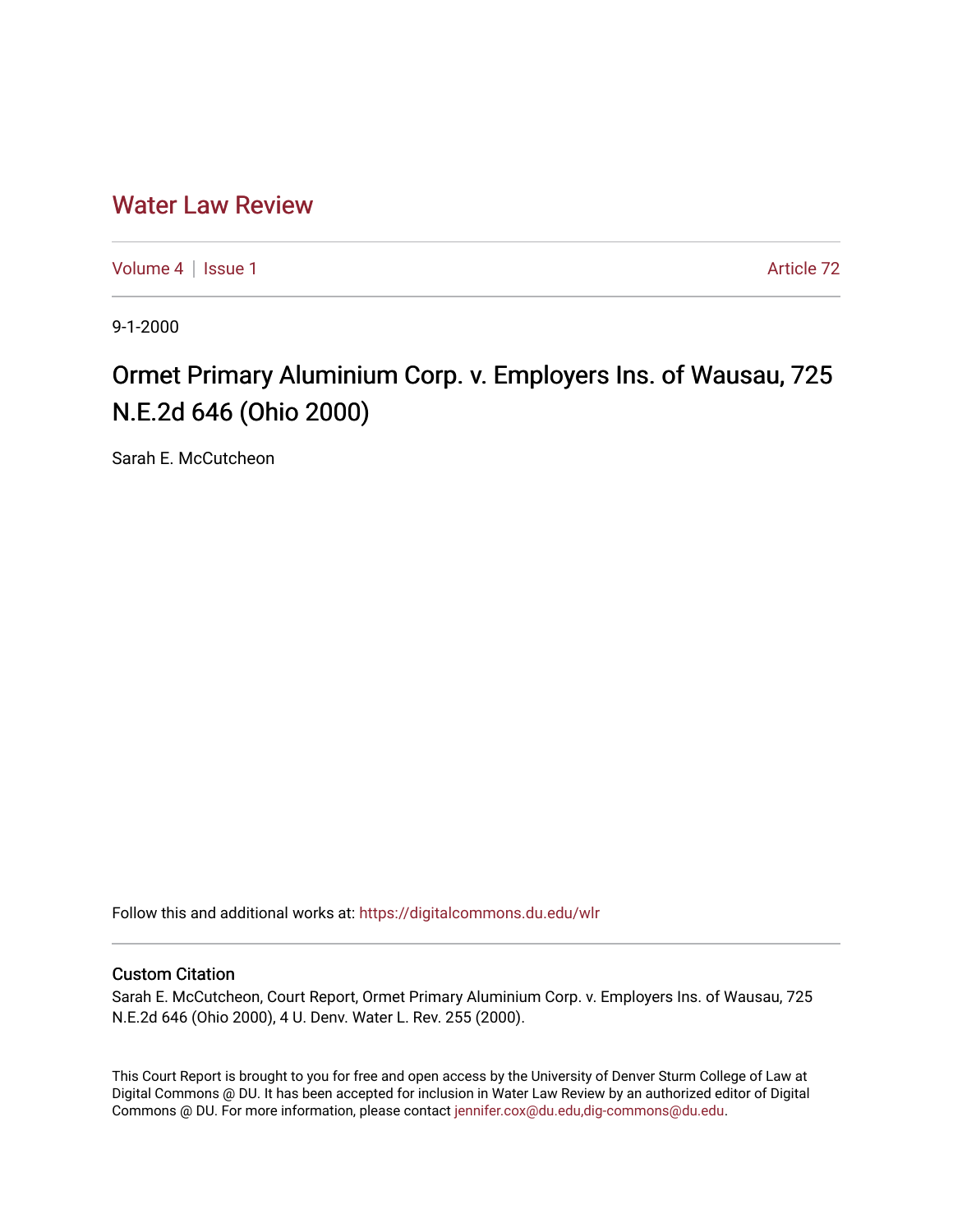# Water Law Review

Volume 4 | Issue 1 Article 72

9-1-2000

## Ormet Primary Aluminium Corp. v. Employers Ins. of Wausau, 725 N.E.2d 646 (Ohio 2000)

Sarah E. McCutcheon

Follow this and additional works at: https://digitalcommons.du.edu/wlr

### Custom Citation

Sarah E. McCutcheon, Court Report, Ormet Primary Aluminium Corp. v. Employers Ins. of Wausau, 725 N.E.2d 646 (Ohio 2000), 4 U. Denv. Water L. Rev. 255 (2000).

This Court Report is brought to you for free and open access by the University of Denver Sturm College of Law at Digital Commons @ DU. It has been accepted for inclusion in Water Law Review by an authorized editor of Digital Commons @ DU. For more information, please contact jennifer.cox@du.edu,dig-commons@du.edu.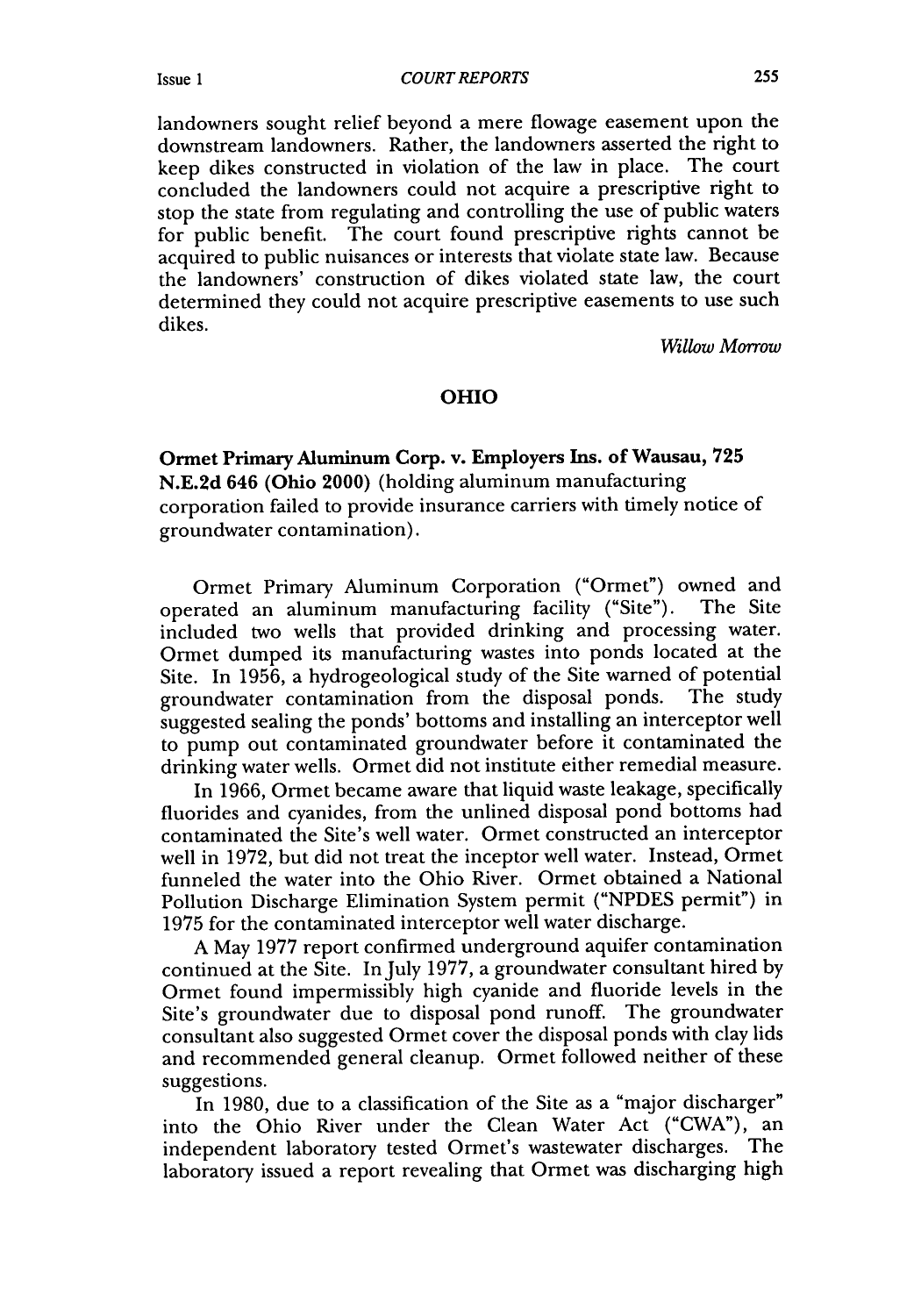landowners sought relief beyond a mere flowage easement upon the downstream landowners. Rather, the landowners asserted the right to keep dikes constructed in violation of the law in place. The court concluded the landowners could not acquire a prescriptive right to stop the state from regulating and controlling the use of public waters for public benefit. The court found prescriptive rights cannot be acquired to public nuisances or interests that violate state law. Because the landowners' construction of dikes violated state law, the court determined they could not acquire prescriptive easements to use such dikes.

*Willow Morrow*

## OHIO

**Ormet Primary Aluminum Corp. v. Employers Ins. of Wausau, 725 N.E.2d 646 (Ohio 2000)** (holding aluminum manufacturing corporation failed to provide insurance carriers with timely notice of groundwater contamination).

Ormet Primary Aluminum Corporation ("Ormet") owned and operated an aluminum manufacturing facility ("Site"). The Site included two wells that provided drinking and processing water. Ormet dumped its manufacturing wastes into ponds located at the Site. In 1956, a hydrogeological study of the Site warned of potential groundwater contamination from the disposal ponds. The study suggested sealing the ponds' bottoms and installing an interceptor well to pump out contaminated groundwater before it contaminated the drinking water wells. Ormet did not institute either remedial measure.

In 1966, Ormet became aware that liquid waste leakage, specifically fluorides and cyanides, from the unlined disposal pond bottoms had contaminated the Site's well water. Ormet constructed an interceptor well in 1972, but did not treat the inceptor well water. Instead, Ormet funneled the water into the Ohio River. Ormet obtained a National Pollution Discharge Elimination System permit ("NPDES permit") in 1975 for the contaminated interceptor well water discharge.

A May 1977 report confirmed underground aquifer contamination continued at the Site. In July 1977, a groundwater consultant hired by Ormet found impermissibly high cyanide and fluoride levels in the Site's groundwater due to disposal pond runoff. The groundwater consultant also suggested Ormet cover the disposal ponds with clay lids and recommended general cleanup. Ormet followed neither of these suggestions.

In 1980, due to a classification of the Site as a "major discharger" into the Ohio River under the Clean Water Act ("CWA"), an independent laboratory tested Ormet's wastewater discharges. The laboratory issued a report revealing that Ormet was discharging high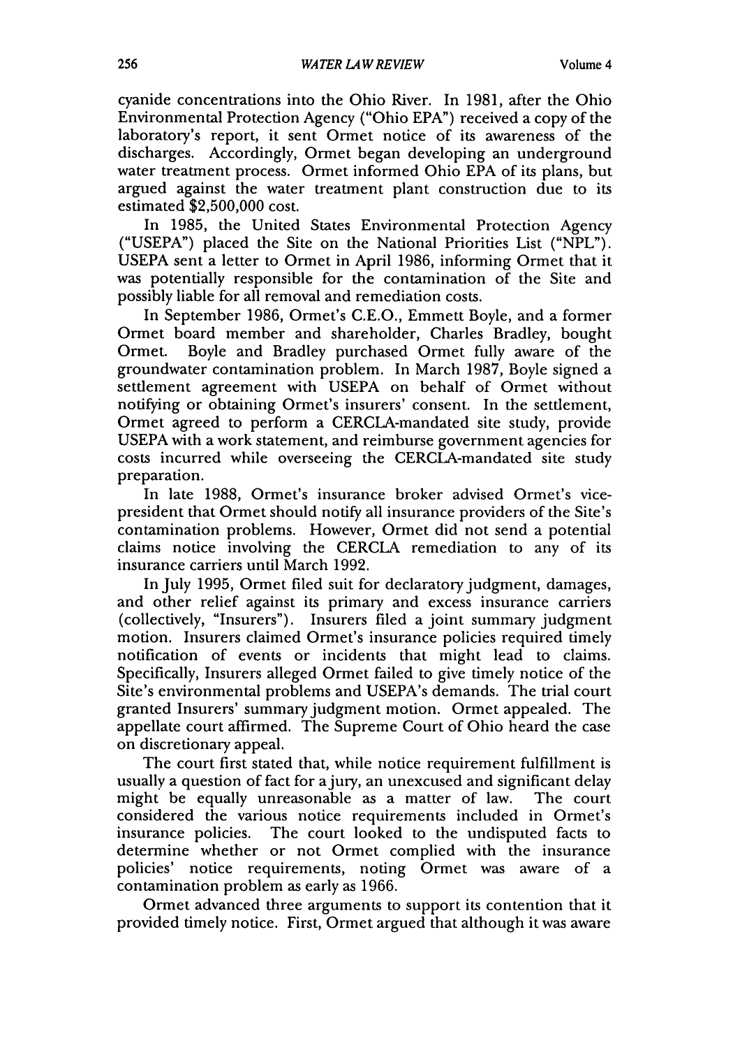cyanide concentrations into the Ohio River. In 1981, after the Ohio Environmental Protection Agency ("Ohio EPA") received a copy of the laboratory's report, it sent Ormet notice of its awareness of the discharges. Accordingly, Ormet began developing an underground water treatment process. Ormet informed Ohio EPA of its plans, but argued against the water treatment plant construction due to its estimated $2,500,000 cost.

In 1985, the United States Environmental Protection Agency ("USEPA") placed the Site on the National Priorities List ("NPL"). USEPA sent a letter to Ormet in April 1986, informing Ormet that it was potentially responsible for the contamination of the Site and possibly liable for all removal and remediation costs.

In September 1986, Ormet's C.E.O., Emmett Boyle, and a former Ormet board member and shareholder, Charles Bradley, bought Ormet. Boyle and Bradley purchased Ormet fully aware of the groundwater contamination problem. In March 1987, Boyle signed a settlement agreement with USEPA on behalf of Ormet without notifying or obtaining Ormet's insurers' consent. In the settlement, Ormet agreed to perform a CERCLA-mandated site study, provide USEPA with a work statement, and reimburse government agencies for costs incurred while overseeing the CERCLA-mandated site study preparation.

In late 1988, Ormet's insurance broker advised Ormet's vice-president that Ormet should notify all insurance providers of the Site's contamination problems. However, Ormet did not send a potential claims notice involving the CERCLA remediation to any of its insurance carriers until March 1992.

In July 1995, Ormet filed suit for declaratory judgment, damages, and other relief against its primary and excess insurance carriers (collectively, "Insurers"). Insurers filed a joint summary judgment motion. Insurers claimed Ormet's insurance policies required timely notification of events or incidents that might lead to claims. Specifically, Insurers alleged Ormet failed to give timely notice of the Site's environmental problems and USEPA's demands. The trial court granted Insurers' summary judgment motion. Ormet appealed. The appellate court affirmed. The Supreme Court of Ohio heard the case on discretionary appeal.

The court first stated that, while notice requirement fulfillment is usually a question of fact for a jury, an unexcused and significant delay might be equally unreasonable as a matter of law. The court considered the various notice requirements included in Ormet's insurance policies. The court looked to the undisputed facts to determine whether or not Ormet complied with the insurance policies' notice requirements, noting Ormet was aware of a contamination problem as early as 1966.

Ormet advanced three arguments to support its contention that it provided timely notice. First, Ormet argued that although it was aware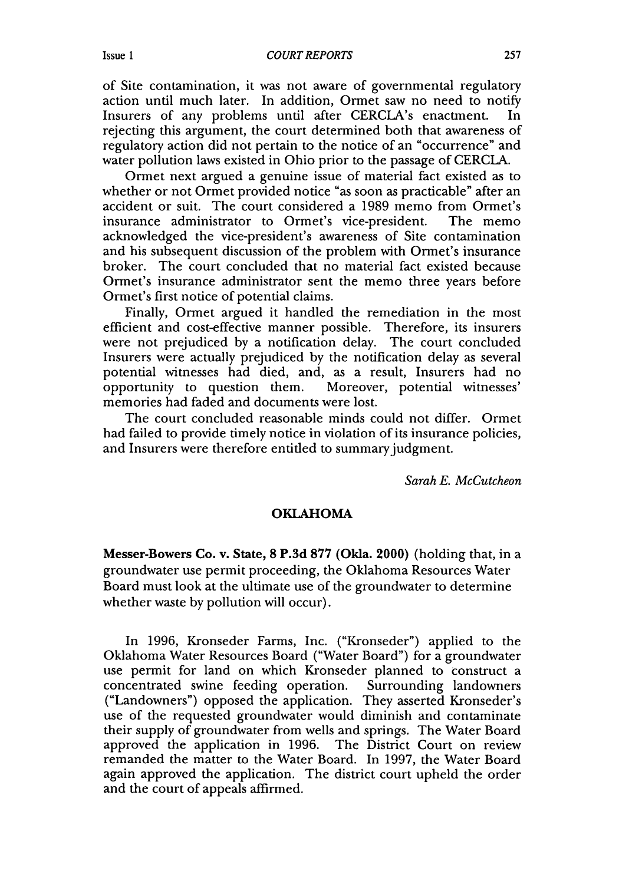of Site contamination, it was not aware of governmental regulatory action until much later. In addition, Ormet saw no need to notify Insurers of any problems until after CERCLA's enactment. In rejecting this argument, the court determined both that awareness of regulatory action did not pertain to the notice of an "occurrence" and water pollution laws existed in Ohio prior to the passage of CERCLA.

Ormet next argued a genuine issue of material fact existed as to whether or not Ormet provided notice "as soon as practicable" after an accident or suit. The court considered a 1989 memo from Ormet's insurance administrator to Ormet's vice-president. The memo acknowledged the vice-president's awareness of Site contamination and his subsequent discussion of the problem with Ormet's insurance broker. The court concluded that no material fact existed because Ormet's insurance administrator sent the memo three years before Ormet's first notice of potential claims.

Finally, Ormet argued it handled the remediation in the most efficient and cost-effective manner possible. Therefore, its insurers were not prejudiced by a notification delay. The court concluded Insurers were actually prejudiced by the notification delay as several potential witnesses had died, and, as a result, Insurers had no opportunity to question them. Moreover, potential witnesses' memories had faded and documents were lost.

The court concluded reasonable minds could not differ. Ormet had failed to provide timely notice in violation of its insurance policies, and Insurers were therefore entitled to summary judgment.

*Sarah E. McCutcheon*

## OKLAHOMA

**Messer-Bowers Co. v. State, 8 P.3d 877 (Okla. 2000)** (holding that, in a groundwater use permit proceeding, the Oklahoma Resources Water Board must look at the ultimate use of the groundwater to determine whether waste by pollution will occur).

In 1996, Kronseder Farms, Inc. ("Kronseder") applied to the Oklahoma Water Resources Board ("Water Board") for a groundwater use permit for land on which Kronseder planned to construct a concentrated swine feeding operation. Surrounding landowners ("Landowners") opposed the application. They asserted Kronseder's use of the requested groundwater would diminish and contaminate their supply of groundwater from wells and springs. The Water Board approved the application in 1996. The District Court on review remanded the matter to the Water Board. In 1997, the Water Board again approved the application. The district court upheld the order and the court of appeals affirmed.